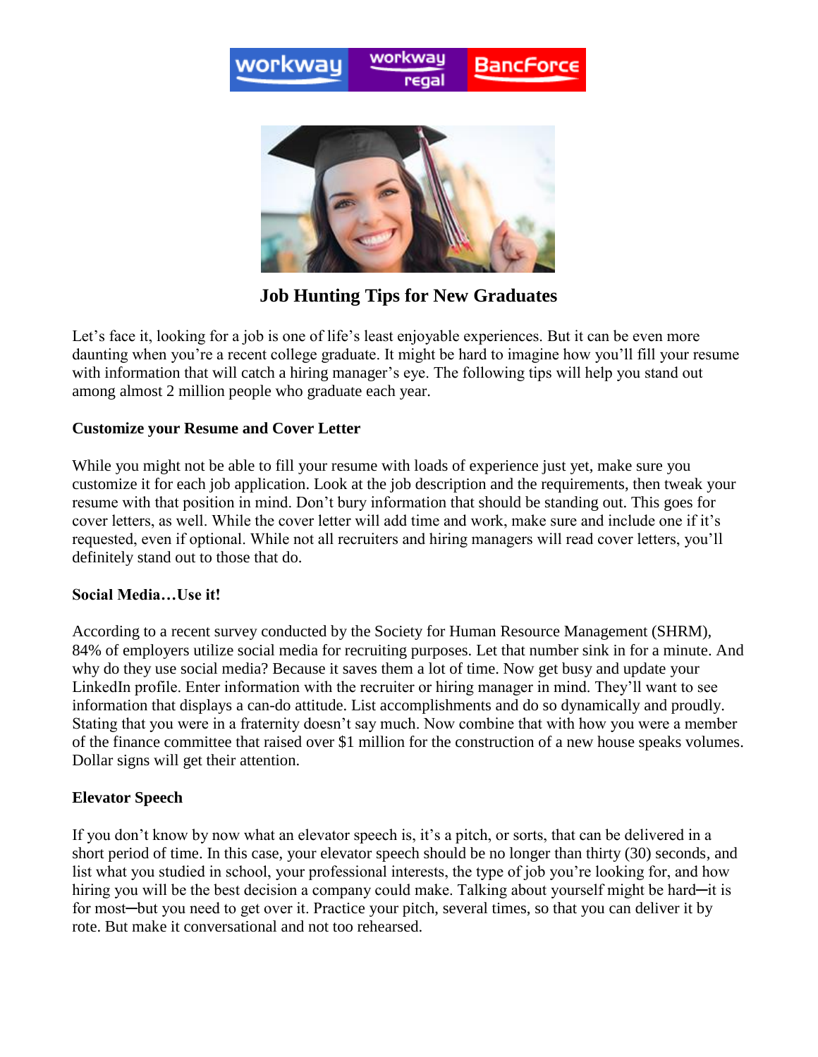# Job Hunting Tips for New Graduates

Let's face it, looking for a job is one of life's least enjoyable experiences. But it can be even more daunting when you're a recent college graduate. It might be hard to imagine how you'll fill your resume with information that will catch a hiring manager's eye. The following tips will help you stand out among almost 2 million people who graduate each year.

**Customize your Resume and Cover Letter**

While you might not be able to fill your resume with loads of experience just yet, make sure you customize it for each job application. Look at the job description and the requirements, then tweak your resume with that position in mind. Don't bury information that should be standing out. This goes for cover letters, as well. While the cover letter will add time and work, make sure and include one if it's requested, even if optional. While not all recruiters and hiring managers will read cover letters, you'll definitely stand out to those that do.

**Social Media…Use it!**

According to a recent survey conducted by the Society for Human Resource Management (SHRM), 84% of employers utilize social media for recruiting purposes. Let that number sink in for a minute. And why do they use social media? Because it saves them a lot of time. Now get busy and update your LinkedIn profile. Enter information with the recruiter or hiring manager in mind. They'll want to see information that displays a can-do attitude. List accomplishments and do so dynamically and proudly. Stating that you were in a fraternity doesn't say much. Now combine that with how you were a member of the finance committee that raised over $1 million for the construction of a new house speaks volumes. Dollar signs will get their attention.

**Elevator Speech**

If you don't know by now what an elevator speech is, it's a pitch, or sorts, that can be delivered in a short period of time. In this case, your elevator speech should be no longer than thirty (30) seconds, and list what you studied in school, your professional interests, the type of job you're looking for, and how hiring you will be the best decision a company could make. Talking about yourself might be hard─it is for most─but you need to get over it. Practice your pitch, several times, so that you can deliver it by rote. But make it conversational and not too rehearsed.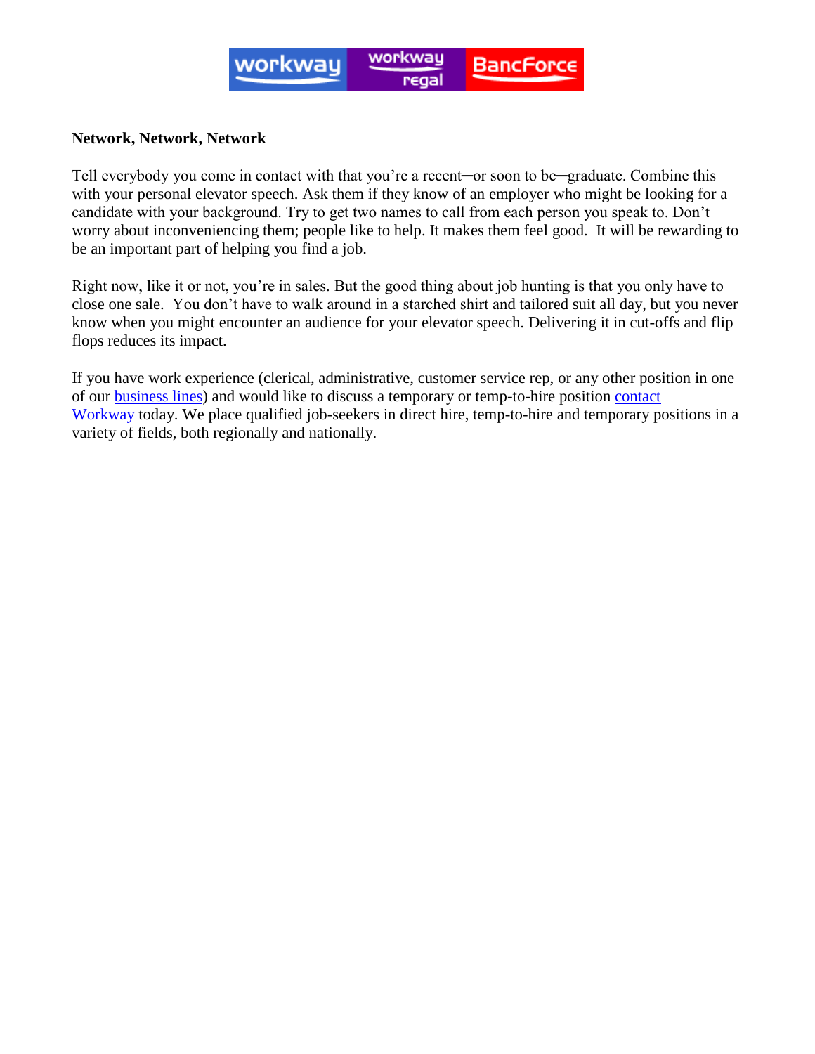**Network, Network, Network**

Tell everybody you come in contact with that you're a recent─or soon to be─graduate. Combine this with your personal elevator speech. Ask them if they know of an employer who might be looking for a candidate with your background. Try to get two names to call from each person you speak to. Don't worry about inconveniencing them; people like to help. It makes them feel good. It will be rewarding to be an important part of helping you find a job.

Right now, like it or not, you're in sales. But the good thing about job hunting is that you only have to close one sale. You don't have to walk around in a starched shirt and tailored suit all day, but you never know when you might encounter an audience for your elevator speech. Delivering it in cut-offs and flip flops reduces its impact.

If you have work experience (clerical, administrative, customer service rep, or any other position in one of our business lines) and would like to discuss a temporary or temp-to-hire position contact Workway today. We place qualified job-seekers in direct hire, temp-to-hire and temporary positions in a variety of fields, both regionally and nationally.